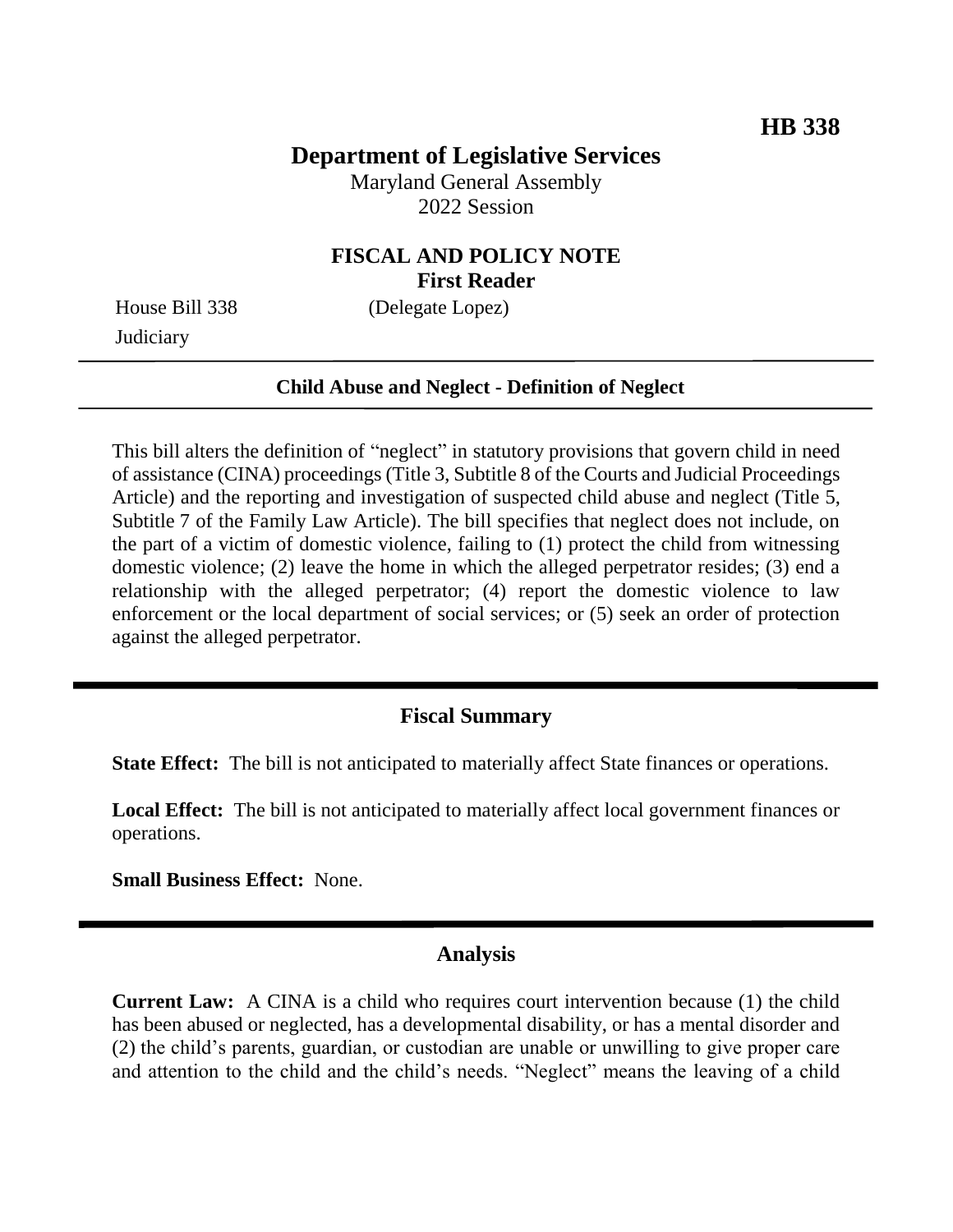**HB 338**

# Department of Legislative Services

Maryland General Assembly
2022 Session

## FISCAL AND POLICY NOTE
**First Reader**

House Bill 338 (Delegate Lopez)
Judiciary

---

**Child Abuse and Neglect - Definition of Neglect**

---

This bill alters the definition of "neglect" in statutory provisions that govern child in need of assistance (CINA) proceedings (Title 3, Subtitle 8 of the Courts and Judicial Proceedings Article) and the reporting and investigation of suspected child abuse and neglect (Title 5, Subtitle 7 of the Family Law Article). The bill specifies that neglect does not include, on the part of a victim of domestic violence, failing to (1) protect the child from witnessing domestic violence; (2) leave the home in which the alleged perpetrator resides; (3) end a relationship with the alleged perpetrator; (4) report the domestic violence to law enforcement or the local department of social services; or (5) seek an order of protection against the alleged perpetrator.

---

## Fiscal Summary

**State Effect:** The bill is not anticipated to materially affect State finances or operations.

**Local Effect:** The bill is not anticipated to materially affect local government finances or operations.

**Small Business Effect:** None.

---

## Analysis

**Current Law:** A CINA is a child who requires court intervention because (1) the child has been abused or neglected, has a developmental disability, or has a mental disorder and (2) the child's parents, guardian, or custodian are unable or unwilling to give proper care and attention to the child and the child's needs. "Neglect" means the leaving of a child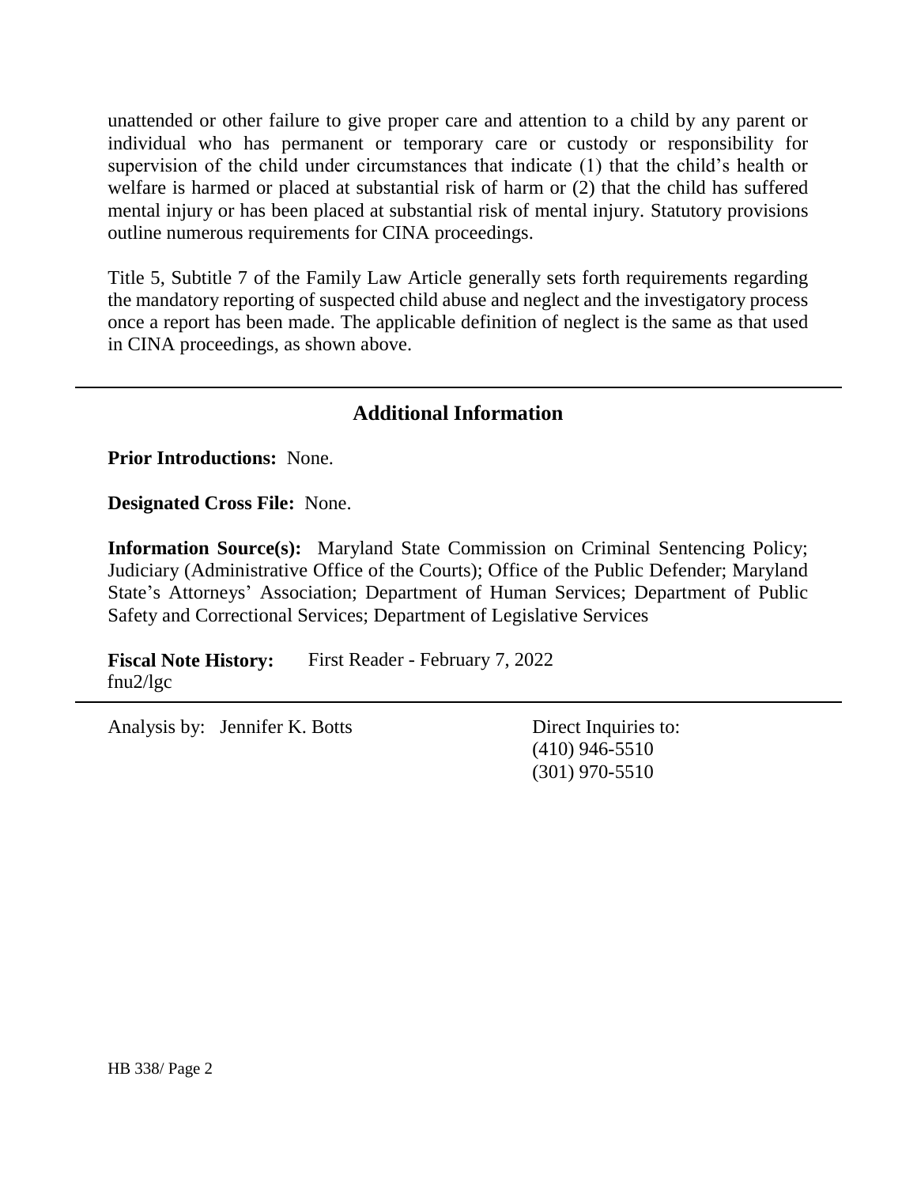unattended or other failure to give proper care and attention to a child by any parent or individual who has permanent or temporary care or custody or responsibility for supervision of the child under circumstances that indicate (1) that the child's health or welfare is harmed or placed at substantial risk of harm or (2) that the child has suffered mental injury or has been placed at substantial risk of mental injury. Statutory provisions outline numerous requirements for CINA proceedings.

Title 5, Subtitle 7 of the Family Law Article generally sets forth requirements regarding the mandatory reporting of suspected child abuse and neglect and the investigatory process once a report has been made. The applicable definition of neglect is the same as that used in CINA proceedings, as shown above.

---

## Additional Information

**Prior Introductions:** None.

**Designated Cross File:** None.

**Information Source(s):** Maryland State Commission on Criminal Sentencing Policy; Judiciary (Administrative Office of the Courts); Office of the Public Defender; Maryland State's Attorneys' Association; Department of Human Services; Department of Public Safety and Correctional Services; Department of Legislative Services

**Fiscal Note History:** First Reader - February 7, 2022
fnu2/lgc

---

Analysis by: Jennifer K. Botts

Direct Inquiries to:
(410) 946-5510
(301) 970-5510